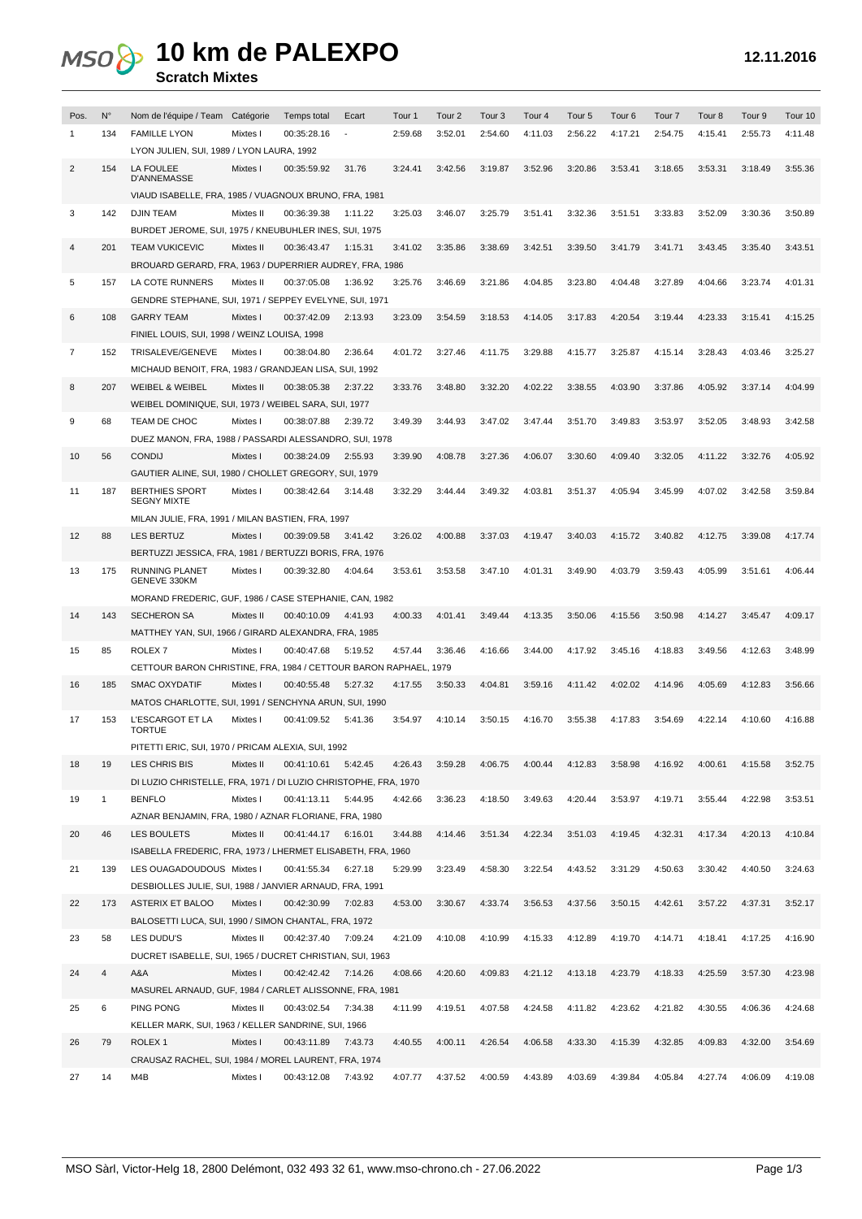# 10 km de PALEXPO

## Scratch Mixtes

12.11.2016

| Pos. | N° | Nom de l'équipe / Team | Catégorie | Temps total | Ecart | Tour 1 | Tour 2 | Tour 3 | Tour 4 | Tour 5 | Tour 6 | Tour 7 | Tour 8 | Tour 9 | Tour 10 |
|---|---|---|---|---|---|---|---|---|---|---|---|---|---|---|---|
| 1 | 134 | FAMILLE LYON<br>LYON JULIEN, SUI, 1989 / LYON LAURA, 1992 | Mixtes I | 00:35:28.16 | - | 2:59.68 | 3:52.01 | 2:54.60 | 4:11.03 | 2:56.22 | 4:17.21 | 2:54.75 | 4:15.41 | 2:55.73 | 4:11.48 |
| 2 | 154 | LA FOULEE D'ANNEMASSE<br>VIAUD ISABELLE, FRA, 1985 / VUAGNOUX BRUNO, FRA, 1981 | Mixtes I | 00:35:59.92 | 31.76 | 3:24.41 | 3:42.56 | 3:19.87 | 3:52.96 | 3:20.86 | 3:53.41 | 3:18.65 | 3:53.31 | 3:18.49 | 3:55.36 |
| 3 | 142 | DJIN TEAM<br>BURDET JEROME, SUI, 1975 / KNEUBUHLER INES, SUI, 1975 | Mixtes II | 00:36:39.38 | 1:11.22 | 3:25.03 | 3:46.07 | 3:25.79 | 3:51.41 | 3:32.36 | 3:51.51 | 3:33.83 | 3:52.09 | 3:30.36 | 3:50.89 |
| 4 | 201 | TEAM VUKICEVIC<br>BROUARD GERARD, FRA, 1963 / DUPERRIER AUDREY, FRA, 1986 | Mixtes II | 00:36:43.47 | 1:15.31 | 3:41.02 | 3:35.86 | 3:38.69 | 3:42.51 | 3:39.50 | 3:41.79 | 3:41.71 | 3:43.45 | 3:35.40 | 3:43.51 |
| 5 | 157 | LA COTE RUNNERS<br>GENDRE STEPHANE, SUI, 1971 / SEPPEY EVELYNE, SUI, 1971 | Mixtes II | 00:37:05.08 | 1:36.92 | 3:25.76 | 3:46.69 | 3:21.86 | 4:04.85 | 3:23.80 | 4:04.48 | 3:27.89 | 4:04.66 | 3:23.74 | 4:01.31 |
| 6 | 108 | GARRY TEAM<br>FINIEL LOUIS, SUI, 1998 / WEINZ LOUISA, 1998 | Mixtes I | 00:37:42.09 | 2:13.93 | 3:23.09 | 3:54.59 | 3:18.53 | 4:14.05 | 3:17.83 | 4:20.54 | 3:19.44 | 4:23.33 | 3:15.41 | 4:15.25 |
| 7 | 152 | TRISALEVE/GENEVE<br>MICHAUD BENOIT, FRA, 1983 / GRANDJEAN LISA, SUI, 1992 | Mixtes I | 00:38:04.80 | 2:36.64 | 4:01.72 | 3:27.46 | 4:11.75 | 3:29.88 | 4:15.77 | 3:25.87 | 4:15.14 | 3:28.43 | 4:03.46 | 3:25.27 |
| 8 | 207 | WEIBEL & WEIBEL<br>WEIBEL DOMINIQUE, SUI, 1973 / WEIBEL SARA, SUI, 1977 | Mixtes II | 00:38:05.38 | 2:37.22 | 3:33.76 | 3:48.80 | 3:32.20 | 4:02.22 | 3:38.55 | 4:03.90 | 3:37.86 | 4:05.92 | 3:37.14 | 4:04.99 |
| 9 | 68 | TEAM DE CHOC<br>DUEZ MANON, FRA, 1988 / PASSARDI ALESSANDRO, SUI, 1978 | Mixtes I | 00:38:07.88 | 2:39.72 | 3:49.39 | 3:44.93 | 3:47.02 | 3:47.44 | 3:51.70 | 3:49.83 | 3:53.97 | 3:52.05 | 3:48.93 | 3:42.58 |
| 10 | 56 | CONDIJ<br>GAUTIER ALINE, SUI, 1980 / CHOLLET GREGORY, SUI, 1979 | Mixtes I | 00:38:24.09 | 2:55.93 | 3:39.90 | 4:08.78 | 3:27.36 | 4:06.07 | 3:30.60 | 4:09.40 | 3:32.05 | 4:11.22 | 3:32.76 | 4:05.92 |
| 11 | 187 | BERTHIES SPORT SEGNY MIXTE<br>MILAN JULIE, FRA, 1991 / MILAN BASTIEN, FRA, 1997 | Mixtes I | 00:38:42.64 | 3:14.48 | 3:32.29 | 3:44.44 | 3:49.32 | 4:03.81 | 3:51.37 | 4:05.94 | 3:45.99 | 4:07.02 | 3:42.58 | 3:59.84 |
| 12 | 88 | LES BERTUZ<br>BERTUZZI JESSICA, FRA, 1981 / BERTUZZI BORIS, FRA, 1976 | Mixtes I | 00:39:09.58 | 3:41.42 | 3:26.02 | 4:00.88 | 3:37.03 | 4:19.47 | 3:40.03 | 4:15.72 | 3:40.82 | 4:12.75 | 3:39.08 | 4:17.74 |
| 13 | 175 | RUNNING PLANET GENEVE 330KM<br>MORAND FREDERIC, GUF, 1986 / CASE STEPHANIE, CAN, 1982 | Mixtes I | 00:39:32.80 | 4:04.64 | 3:53.61 | 3:53.58 | 3:47.10 | 4:01.31 | 3:49.90 | 4:03.79 | 3:59.43 | 4:05.99 | 3:51.61 | 4:06.44 |
| 14 | 143 | SECHERON SA<br>MATTHEY YAN, SUI, 1966 / GIRARD ALEXANDRA, FRA, 1985 | Mixtes II | 00:40:10.09 | 4:41.93 | 4:00.33 | 4:01.41 | 3:49.44 | 4:13.35 | 3:50.06 | 4:15.56 | 3:50.98 | 4:14.27 | 3:45.47 | 4:09.17 |
| 15 | 85 | ROLEX 7<br>CETTOUR BARON CHRISTINE, FRA, 1984 / CETTOUR BARON RAPHAEL, 1979 | Mixtes I | 00:40:47.68 | 5:19.52 | 4:57.44 | 3:36.46 | 4:16.66 | 3:44.00 | 4:17.92 | 3:45.16 | 4:18.83 | 3:49.56 | 4:12.63 | 3:48.99 |
| 16 | 185 | SMAC OXYDATIF<br>MATOS CHARLOTTE, SUI, 1991 / SENCHYNA ARUN, SUI, 1990 | Mixtes I | 00:40:55.48 | 5:27.32 | 4:17.55 | 3:50.33 | 4:04.81 | 3:59.16 | 4:11.42 | 4:02.02 | 4:14.96 | 4:05.69 | 4:12.83 | 3:56.66 |
| 17 | 153 | L'ESCARGOT ET LA TORTUE<br>PITETTI ERIC, SUI, 1970 / PRICAM ALEXIA, SUI, 1992 | Mixtes I | 00:41:09.52 | 5:41.36 | 3:54.97 | 4:10.14 | 3:50.15 | 4:16.70 | 3:55.38 | 4:17.83 | 3:54.69 | 4:22.14 | 4:10.60 | 4:16.88 |
| 18 | 19 | LES CHRIS BIS<br>DI LUZIO CHRISTELLE, FRA, 1971 / DI LUZIO CHRISTOPHE, FRA, 1970 | Mixtes II | 00:41:10.61 | 5:42.45 | 4:26.43 | 3:59.28 | 4:06.75 | 4:00.44 | 4:12.83 | 3:58.98 | 4:16.92 | 4:00.61 | 4:15.58 | 3:52.75 |
| 19 | 1 | BENFLO<br>AZNAR BENJAMIN, FRA, 1980 / AZNAR FLORIANE, FRA, 1980 | Mixtes I | 00:41:13.11 | 5:44.95 | 4:42.66 | 3:36.23 | 4:18.50 | 3:49.63 | 4:20.44 | 3:53.97 | 4:19.71 | 3:55.44 | 4:22.98 | 3:53.51 |
| 20 | 46 | LES BOULETS<br>ISABELLA FREDERIC, FRA, 1973 / LHERMET ELISABETH, FRA, 1960 | Mixtes II | 00:41:44.17 | 6:16.01 | 3:44.88 | 4:14.46 | 3:51.34 | 4:22.34 | 3:51.03 | 4:19.45 | 4:32.31 | 4:17.34 | 4:20.13 | 4:10.84 |
| 21 | 139 | LES OUAGADOUDOUS<br>DESBIOLLES JULIE, SUI, 1988 / JANVIER ARNAUD, FRA, 1991 | Mixtes I | 00:41:55.34 | 6:27.18 | 5:29.99 | 3:23.49 | 4:58.30 | 3:22.54 | 4:43.52 | 3:31.29 | 4:50.63 | 3:30.42 | 4:40.50 | 3:24.63 |
| 22 | 173 | ASTERIX ET BALOO<br>BALOSETTI LUCA, SUI, 1990 / SIMON CHANTAL, FRA, 1972 | Mixtes I | 00:42:30.99 | 7:02.83 | 4:53.00 | 3:30.67 | 4:33.74 | 3:56.53 | 4:37.56 | 3:50.15 | 4:42.61 | 3:57.22 | 4:37.31 | 3:52.17 |
| 23 | 58 | LES DUDU'S<br>DUCRET ISABELLE, SUI, 1965 / DUCRET CHRISTIAN, SUI, 1963 | Mixtes II | 00:42:37.40 | 7:09.24 | 4:21.09 | 4:10.08 | 4:10.99 | 4:15.33 | 4:12.89 | 4:19.70 | 4:14.71 | 4:18.41 | 4:17.25 | 4:16.90 |
| 24 | 4 | A&A<br>MASUREL ARNAUD, GUF, 1984 / CARLET ALISSONNE, FRA, 1981 | Mixtes I | 00:42:42.42 | 7:14.26 | 4:08.66 | 4:20.60 | 4:09.83 | 4:21.12 | 4:13.18 | 4:23.79 | 4:18.33 | 4:25.59 | 3:57.30 | 4:23.98 |
| 25 | 6 | PING PONG<br>KELLER MARK, SUI, 1963 / KELLER SANDRINE, SUI, 1966 | Mixtes II | 00:43:02.54 | 7:34.38 | 4:11.99 | 4:19.51 | 4:07.58 | 4:24.58 | 4:11.82 | 4:23.62 | 4:21.82 | 4:30.55 | 4:06.36 | 4:24.68 |
| 26 | 79 | ROLEX 1<br>CRAUSAZ RACHEL, SUI, 1984 / MOREL LAURENT, FRA, 1974 | Mixtes I | 00:43:11.89 | 7:43.73 | 4:40.55 | 4:00.11 | 4:26.54 | 4:06.58 | 4:33.30 | 4:15.39 | 4:32.85 | 4:09.83 | 4:32.00 | 3:54.69 |
| 27 | 14 | M4B | Mixtes I | 00:43:12.08 | 7:43.92 | 4:07.77 | 4:37.52 | 4:00.59 | 4:43.89 | 4:03.69 | 4:39.84 | 4:05.84 | 4:27.74 | 4:06.09 | 4:19.08 |

MSO Sàrl, Victor-Helg 18, 2800 Delémont, 032 493 32 61, www.mso-chrono.ch - 27.06.2022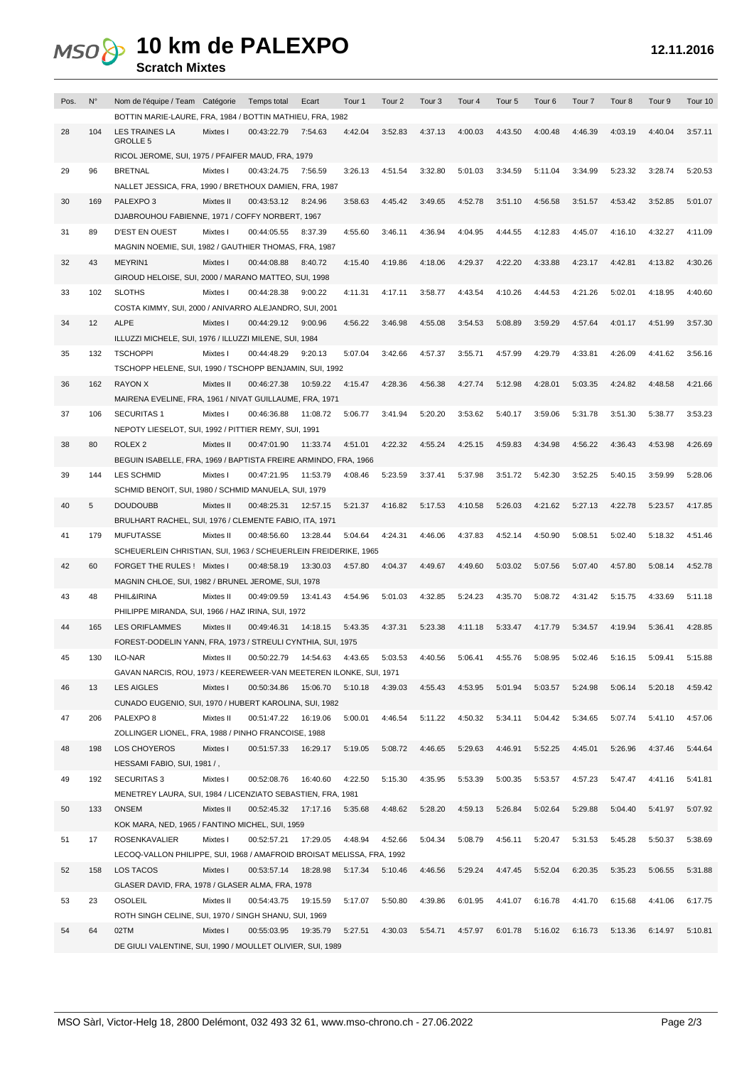# 10 km de PALEXPO

**Scratch Mixtes**

12.11.2016

| Pos. | N° | Nom de l'équipe / Team | Catégorie | Temps total | Ecart | Tour 1 | Tour 2 | Tour 3 | Tour 4 | Tour 5 | Tour 6 | Tour 7 | Tour 8 | Tour 9 | Tour 10 |
|---|---|---|---|---|---|---|---|---|---|---|---|---|---|---|---|
| | | BOTTIN MARIE-LAURE, FRA, 1984 / BOTTIN MATHIEU, FRA, 1982 | | | | | | | | | | | | | |
| 28 | 104 | LES TRAINES LA GROLLE 5 | Mixtes I | 00:43:22.79 | 7:54.63 | 4:42.04 | 3:52.83 | 4:37.13 | 4:00.03 | 4:43.50 | 4:00.48 | 4:46.39 | 4:03.19 | 4:40.04 | 3:57.11 |
| | | RICOL JEROME, SUI, 1975 / PFAIFER MAUD, FRA, 1979 | | | | | | | | | | | | | |
| 29 | 96 | BRETNAL | Mixtes I | 00:43:24.75 | 7:56.59 | 3:26.13 | 4:51.54 | 3:32.80 | 5:01.03 | 3:34.59 | 5:11.04 | 3:34.99 | 5:23.32 | 3:28.74 | 5:20.53 |
| | | NALLET JESSICA, FRA, 1990 / BRETHOUX DAMIEN, FRA, 1987 | | | | | | | | | | | | | |
| 30 | 169 | PALEXPO 3 | Mixtes II | 00:43:53.12 | 8:24.96 | 3:58.63 | 4:45.42 | 3:49.65 | 4:52.78 | 3:51.10 | 4:56.58 | 3:51.57 | 4:53.42 | 3:52.85 | 5:01.07 |
| | | DJABROUHOU FABIENNE, 1971 / COFFY NORBERT, 1967 | | | | | | | | | | | | | |
| 31 | 89 | D'EST EN OUEST | Mixtes I | 00:44:05.55 | 8:37.39 | 4:55.60 | 3:46.11 | 4:36.94 | 4:04.95 | 4:44.55 | 4:12.83 | 4:45.07 | 4:16.10 | 4:32.27 | 4:11.09 |
| | | MAGNIN NOEMIE, SUI, 1982 / GAUTHIER THOMAS, FRA, 1987 | | | | | | | | | | | | | |
| 32 | 43 | MEYRIN1 | Mixtes I | 00:44:08.88 | 8:40.72 | 4:15.40 | 4:19.86 | 4:18.06 | 4:29.37 | 4:22.20 | 4:33.88 | 4:23.17 | 4:42.81 | 4:13.82 | 4:30.26 |
| | | GIROUD HELOISE, SUI, 2000 / MARANO MATTEO, SUI, 1998 | | | | | | | | | | | | | |
| 33 | 102 | SLOTHS | Mixtes I | 00:44:28.38 | 9:00.22 | 4:11.31 | 4:17.11 | 3:58.77 | 4:43.54 | 4:10.26 | 4:44.53 | 4:21.26 | 5:02.01 | 4:18.95 | 4:40.60 |
| | | COSTA KIMMY, SUI, 2000 / ANIVARRO ALEJANDRO, SUI, 2001 | | | | | | | | | | | | | |
| 34 | 12 | ALPE | Mixtes I | 00:44:29.12 | 9:00.96 | 4:56.22 | 3:46.98 | 4:55.08 | 3:54.53 | 5:08.89 | 3:59.29 | 4:57.64 | 4:01.17 | 4:51.99 | 3:57.30 |
| | | ILLUZZI MICHELE, SUI, 1976 / ILLUZZI MILENE, SUI, 1984 | | | | | | | | | | | | | |
| 35 | 132 | TSCHOPPI | Mixtes I | 00:44:48.29 | 9:20.13 | 5:07.04 | 3:42.66 | 4:57.37 | 3:55.71 | 4:57.99 | 4:29.79 | 4:33.81 | 4:26.09 | 4:41.62 | 3:56.16 |
| | | TSCHOPP HELENE, SUI, 1990 / TSCHOPP BENJAMIN, SUI, 1992 | | | | | | | | | | | | | |
| 36 | 162 | RAYON X | Mixtes II | 00:46:27.38 | 10:59.22 | 4:15.47 | 4:28.36 | 4:56.38 | 4:27.74 | 5:12.98 | 4:28.01 | 5:03.35 | 4:24.82 | 4:48.58 | 4:21.66 |
| | | MAIRENA EVELINE, FRA, 1961 / NIVAT GUILLAUME, FRA, 1971 | | | | | | | | | | | | | |
| 37 | 106 | SECURITAS 1 | Mixtes I | 00:46:36.88 | 11:08.72 | 5:06.77 | 3:41.94 | 5:20.20 | 3:53.62 | 5:40.17 | 3:59.06 | 5:31.78 | 3:51.30 | 5:38.77 | 3:53.23 |
| | | NEPOTY LIESELOT, SUI, 1992 / PITTIER REMY, SUI, 1991 | | | | | | | | | | | | | |
| 38 | 80 | ROLEX 2 | Mixtes II | 00:47:01.90 | 11:33.74 | 4:51.01 | 4:22.32 | 4:55.24 | 4:25.15 | 4:59.83 | 4:34.98 | 4:56.22 | 4:36.43 | 4:53.98 | 4:26.69 |
| | | BEGUIN ISABELLE, FRA, 1969 / BAPTISTA FREIRE ARMINDO, FRA, 1966 | | | | | | | | | | | | | |
| 39 | 144 | LES SCHMID | Mixtes I | 00:47:21.95 | 11:53.79 | 4:08.46 | 5:23.59 | 3:37.41 | 5:37.98 | 3:51.72 | 5:42.30 | 3:52.25 | 5:40.15 | 3:59.99 | 5:28.06 |
| | | SCHMID BENOIT, SUI, 1980 / SCHMID MANUELA, SUI, 1979 | | | | | | | | | | | | | |
| 40 | 5 | DOUDOUBB | Mixtes II | 00:48:25.31 | 12:57.15 | 5:21.37 | 4:16.82 | 5:17.53 | 4:10.58 | 5:26.03 | 4:21.62 | 5:27.13 | 4:22.78 | 5:23.57 | 4:17.85 |
| | | BRULHART RACHEL, SUI, 1976 / CLEMENTE FABIO, ITA, 1971 | | | | | | | | | | | | | |
| 41 | 179 | MUFUTASSE | Mixtes II | 00:48:56.60 | 13:28.44 | 5:04.64 | 4:24.31 | 4:46.06 | 4:37.83 | 4:52.14 | 4:50.90 | 5:08.51 | 5:02.40 | 5:18.32 | 4:51.46 |
| | | SCHEUERLEIN CHRISTIAN, SUI, 1963 / SCHEUERLEIN FREIDERIKE, 1965 | | | | | | | | | | | | | |
| 42 | 60 | FORGET THE RULES ! | Mixtes I | 00:48:58.19 | 13:30.03 | 4:57.80 | 4:04.37 | 4:49.67 | 4:49.60 | 5:03.02 | 5:07.56 | 5:07.40 | 4:57.80 | 5:08.14 | 4:52.78 |
| | | MAGNIN CHLOE, SUI, 1982 / BRUNEL JEROME, SUI, 1978 | | | | | | | | | | | | | |
| 43 | 48 | PHIL&IRINA | Mixtes II | 00:49:09.59 | 13:41.43 | 4:54.96 | 5:01.03 | 4:32.85 | 5:24.23 | 4:35.70 | 5:08.72 | 4:31.42 | 5:15.75 | 4:33.69 | 5:11.18 |
| | | PHILIPPE MIRANDA, SUI, 1966 / HAZ IRINA, SUI, 1972 | | | | | | | | | | | | | |
| 44 | 165 | LES ORIFLAMMES | Mixtes II | 00:49:46.31 | 14:18.15 | 5:43.35 | 4:37.31 | 5:23.38 | 4:11.18 | 5:33.47 | 4:17.79 | 5:34.57 | 4:19.94 | 5:36.41 | 4:28.85 |
| | | FOREST-DODELIN YANN, FRA, 1973 / STREULI CYNTHIA, SUI, 1975 | | | | | | | | | | | | | |
| 45 | 130 | ILO-NAR | Mixtes II | 00:50:22.79 | 14:54.63 | 4:43.65 | 5:03.53 | 4:40.56 | 5:06.41 | 4:55.76 | 5:08.95 | 5:02.46 | 5:16.15 | 5:09.41 | 5:15.88 |
| | | GAVAN NARCIS, ROU, 1973 / KEEREWEER-VAN MEETEREN ILONKE, SUI, 1971 | | | | | | | | | | | | | |
| 46 | 13 | LES AIGLES | Mixtes I | 00:50:34.86 | 15:06.70 | 5:10.18 | 4:39.03 | 4:55.43 | 4:53.95 | 5:01.94 | 5:03.57 | 5:24.98 | 5:06.14 | 5:20.18 | 4:59.42 |
| | | CUNADO EUGENIO, SUI, 1970 / HUBERT KAROLINA, SUI, 1982 | | | | | | | | | | | | | |
| 47 | 206 | PALEXPO 8 | Mixtes II | 00:51:47.22 | 16:19.06 | 5:00.01 | 4:46.54 | 5:11.22 | 4:50.32 | 5:34.11 | 5:04.42 | 5:34.65 | 5:07.74 | 5:41.10 | 4:57.06 |
| | | ZOLLINGER LIONEL, FRA, 1988 / PINHO FRANCOISE, 1988 | | | | | | | | | | | | | |
| 48 | 198 | LOS CHOYEROS | Mixtes I | 00:51:57.33 | 16:29.17 | 5:19.05 | 5:08.72 | 4:46.65 | 5:29.63 | 4:46.91 | 5:52.25 | 4:45.01 | 5:26.96 | 4:37.46 | 5:44.64 |
| | | HESSAMI FABIO, SUI, 1981 / , | | | | | | | | | | | | | |
| 49 | 192 | SECURITAS 3 | Mixtes I | 00:52:08.76 | 16:40.60 | 4:22.50 | 5:15.30 | 4:35.95 | 5:53.39 | 5:00.35 | 5:53.57 | 4:57.23 | 5:47.47 | 4:41.16 | 5:41.81 |
| | | MENETREY LAURA, SUI, 1984 / LICENZIATO SEBASTIEN, FRA, 1981 | | | | | | | | | | | | | |
| 50 | 133 | ONSEM | Mixtes II | 00:52:45.32 | 17:17.16 | 5:35.68 | 4:48.62 | 5:28.20 | 4:59.13 | 5:26.84 | 5:02.64 | 5:29.88 | 5:04.40 | 5:41.97 | 5:07.92 |
| | | KOK MARA, NED, 1965 / FANTINO MICHEL, SUI, 1959 | | | | | | | | | | | | | |
| 51 | 17 | ROSENKAVALIER | Mixtes I | 00:52:57.21 | 17:29.05 | 4:48.94 | 4:52.66 | 5:04.34 | 5:08.79 | 4:56.11 | 5:20.47 | 5:31.53 | 5:45.28 | 5:50.37 | 5:38.69 |
| | | LECOQ-VALLON PHILIPPE, SUI, 1968 / AMAFROID BROISAT MELISSA, FRA, 1992 | | | | | | | | | | | | | |
| 52 | 158 | LOS TACOS | Mixtes I | 00:53:57.14 | 18:28.98 | 5:17.34 | 5:10.46 | 4:46.56 | 5:29.24 | 4:47.45 | 5:52.04 | 6:20.35 | 5:35.23 | 5:06.55 | 5:31.88 |
| | | GLASER DAVID, FRA, 1978 / GLASER ALMA, FRA, 1978 | | | | | | | | | | | | | |
| 53 | 23 | OSOLEIL | Mixtes II | 00:54:43.75 | 19:15.59 | 5:17.07 | 5:50.80 | 4:39.86 | 6:01.95 | 4:41.07 | 6:16.78 | 4:41.70 | 6:15.68 | 4:41.06 | 6:17.75 |
| | | ROTH SINGH CELINE, SUI, 1970 / SINGH SHANU, SUI, 1969 | | | | | | | | | | | | | |
| 54 | 64 | 02TM | Mixtes I | 00:55:03.95 | 19:35.79 | 5:27.51 | 4:30.03 | 5:54.71 | 4:57.97 | 6:01.78 | 5:16.02 | 6:16.73 | 5:13.36 | 6:14.97 | 5:10.81 |
| | | DE GIULI VALENTINE, SUI, 1990 / MOULLET OLIVIER, SUI, 1989 | | | | | | | | | | | | | |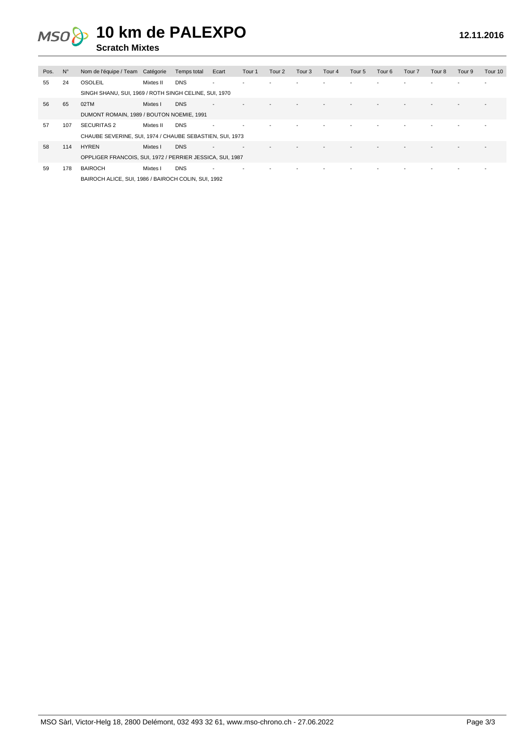# 10 km de PALEXPO

## Scratch Mixtes

12.11.2016

| Pos. | N° | Nom de l'équipe / Team | Catégorie | Temps total | Ecart | Tour 1 | Tour 2 | Tour 3 | Tour 4 | Tour 5 | Tour 6 | Tour 7 | Tour 8 | Tour 9 | Tour 10 |
|---|---|---|---|---|---|---|---|---|---|---|---|---|---|---|---|
| 55 | 24 | OSOLEIL | Mixtes II | DNS | - | - | - | - | - | - | - | - | - | - | - |
| | | SINGH SHANU, SUI, 1969 / ROTH SINGH CELINE, SUI, 1970 | | | | | | | | | | | | | |
| 56 | 65 | 02TM | Mixtes I | DNS | - | - | - | - | - | - | - | - | - | - | - |
| | | DUMONT ROMAIN, 1989 / BOUTON NOEMIE, 1991 | | | | | | | | | | | | | |
| 57 | 107 | SECURITAS 2 | Mixtes II | DNS | - | - | - | - | - | - | - | - | - | - | - |
| | | CHAUBE SEVERINE, SUI, 1974 / CHAUBE SEBASTIEN, SUI, 1973 | | | | | | | | | | | | | |
| 58 | 114 | HYREN | Mixtes I | DNS | - | - | - | - | - | - | - | - | - | - | - |
| | | OPPLIGER FRANCOIS, SUI, 1972 / PERRIER JESSICA, SUI, 1987 | | | | | | | | | | | | | |
| 59 | 178 | BAIROCH | Mixtes I | DNS | - | - | - | - | - | - | - | - | - | - | - |
| | | BAIROCH ALICE, SUI, 1986 / BAIROCH COLIN, SUI, 1992 | | | | | | | | | | | | | |